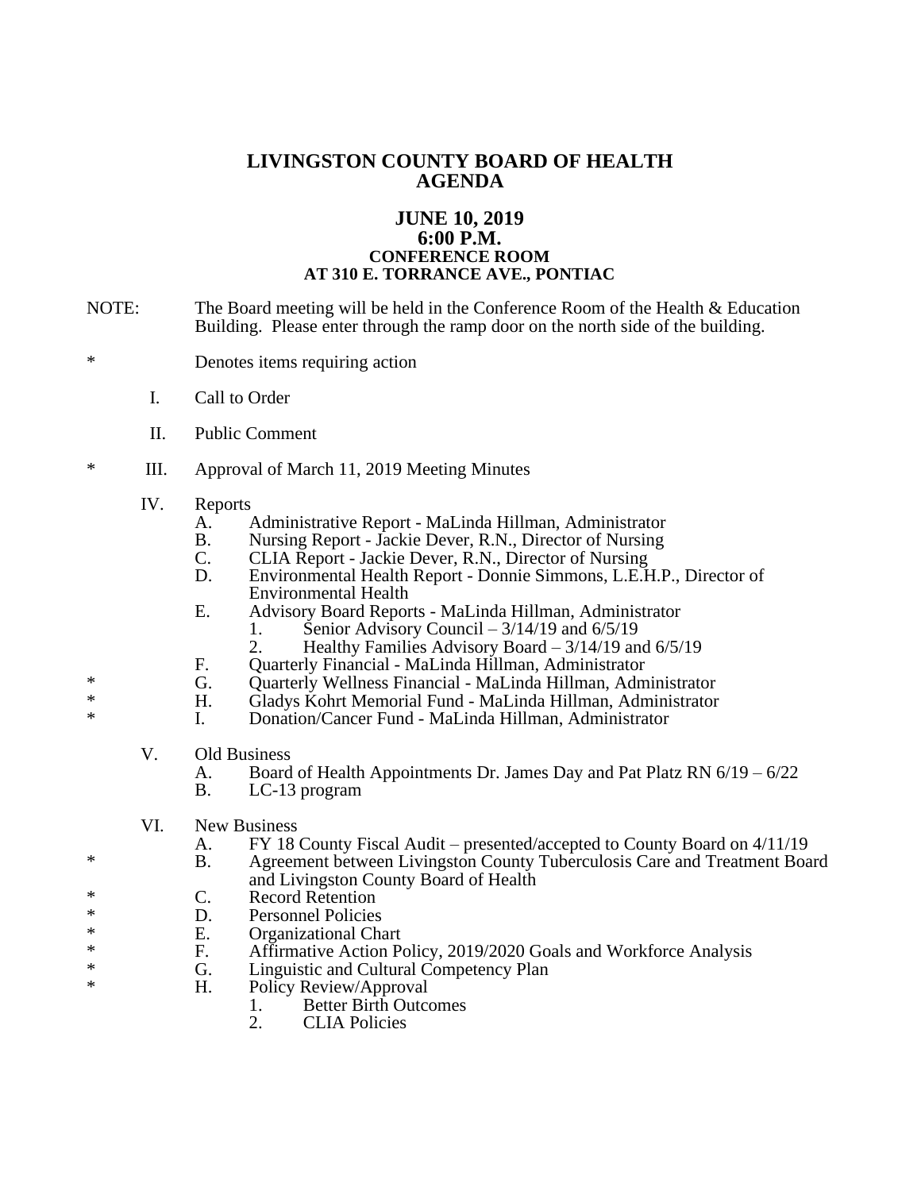# LIVINGSTON COUNTY BOARD OF HEALTH
# AGENDA

## JUNE 10, 2019
## 6:00 P.M.
### CONFERENCE ROOM
### AT 310 E. TORRANCE AVE., PONTIAC

NOTE: The Board meeting will be held in the Conference Room of the Health & Education Building. Please enter through the ramp door on the north side of the building.

\* Denotes items requiring action

I. Call to Order

II. Public Comment

\* III. Approval of March 11, 2019 Meeting Minutes

IV. Reports
- A. Administrative Report - MaLinda Hillman, Administrator
- B. Nursing Report - Jackie Dever, R.N., Director of Nursing
- C. CLIA Report - Jackie Dever, R.N., Director of Nursing
- D. Environmental Health Report - Donnie Simmons, L.E.H.P., Director of Environmental Health
- E. Advisory Board Reports - MaLinda Hillman, Administrator
  1. Senior Advisory Council – 3/14/19 and 6/5/19
  2. Healthy Families Advisory Board – 3/14/19 and 6/5/19
- F. Quarterly Financial - MaLinda Hillman, Administrator
- \* G. Quarterly Wellness Financial - MaLinda Hillman, Administrator
- \* H. Gladys Kohrt Memorial Fund - MaLinda Hillman, Administrator
- \* I. Donation/Cancer Fund - MaLinda Hillman, Administrator

V. Old Business
- A. Board of Health Appointments Dr. James Day and Pat Platz RN 6/19 – 6/22
- B. LC-13 program

VI. New Business
- A. FY 18 County Fiscal Audit – presented/accepted to County Board on 4/11/19
- \* B. Agreement between Livingston County Tuberculosis Care and Treatment Board and Livingston County Board of Health
- \* C. Record Retention
- \* D. Personnel Policies
- \* E. Organizational Chart
- \* F. Affirmative Action Policy, 2019/2020 Goals and Workforce Analysis
- \* G. Linguistic and Cultural Competency Plan
- \* H. Policy Review/Approval
  1. Better Birth Outcomes
  2. CLIA Policies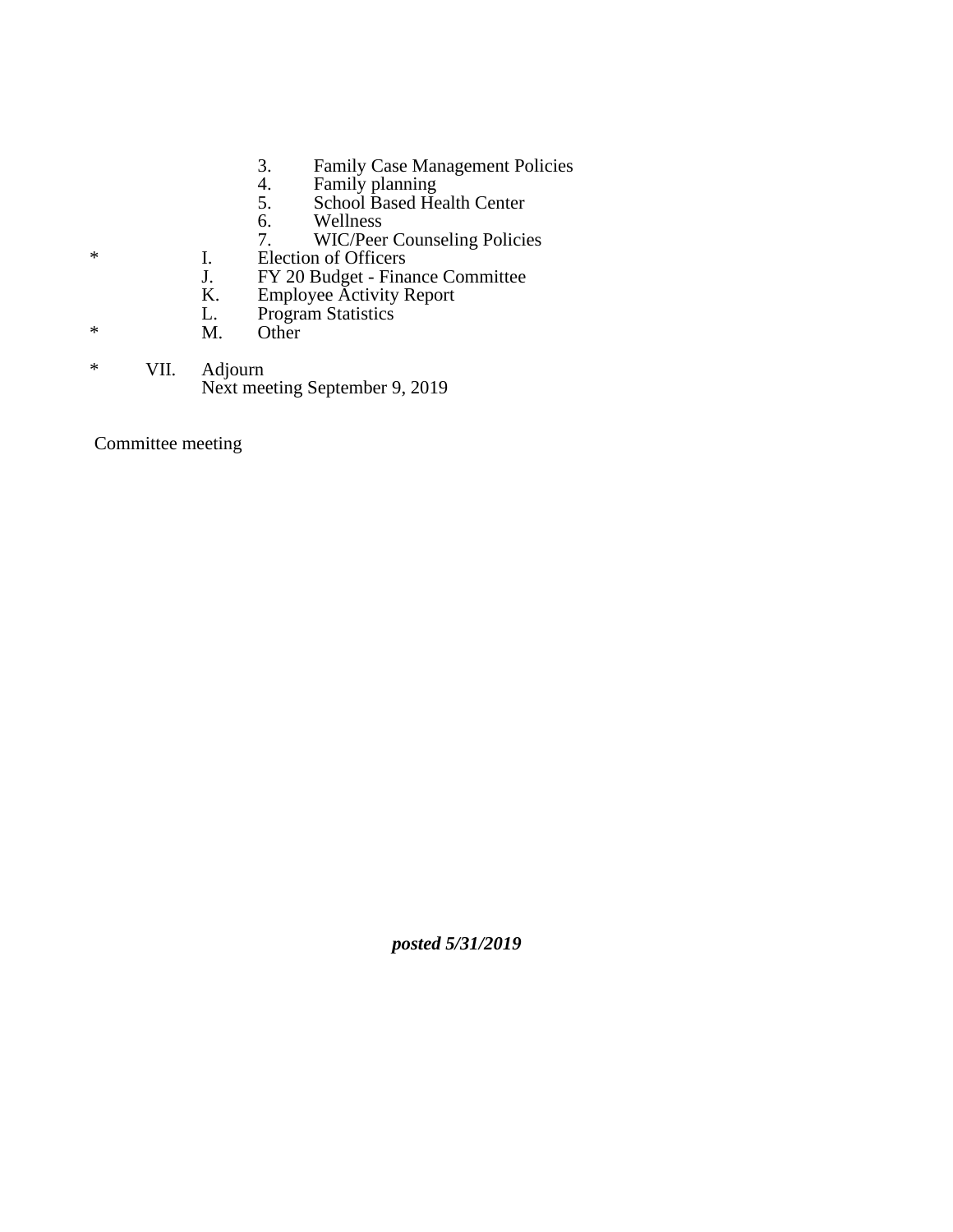3. Family Case Management Policies
4. Family planning
5. School Based Health Center
6. Wellness
7. WIC/Peer Counseling Policies

\* I. Election of Officers

J. FY 20 Budget - Finance Committee

K. Employee Activity Report

L. Program Statistics

\* M. Other

\* VII. Adjourn

Next meeting September 9, 2019

Committee meeting

***posted 5/31/2019***